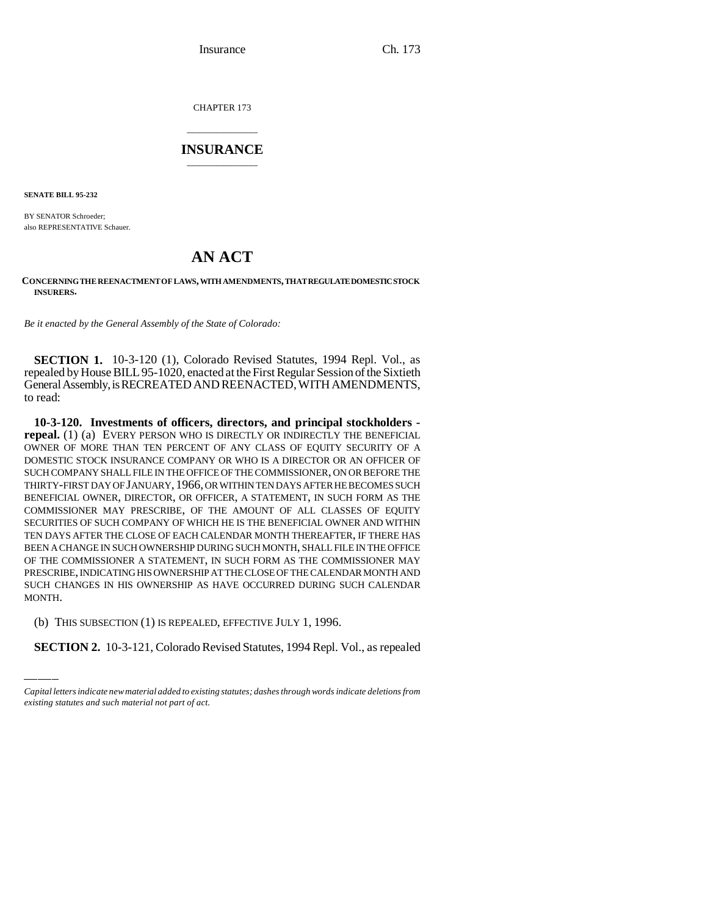CHAPTER 173

# INSURANCE

**SENATE BILL 95-232**

BY SENATOR Schroeder;
also REPRESENTATIVE Schauer.

# AN ACT

**CONCERNING THE REENACTMENT OF LAWS, WITH AMENDMENTS, THAT REGULATE DOMESTIC STOCK INSURERS.**

*Be it enacted by the General Assembly of the State of Colorado:*

**SECTION 1.** 10-3-120 (1), Colorado Revised Statutes, 1994 Repl. Vol., as repealed by House BILL 95-1020, enacted at the First Regular Session of the Sixtieth General Assembly, is RECREATED AND REENACTED, WITH AMENDMENTS, to read:

**10-3-120. Investments of officers, directors, and principal stockholders - repeal.** (1) (a) EVERY PERSON WHO IS DIRECTLY OR INDIRECTLY THE BENEFICIAL OWNER OF MORE THAN TEN PERCENT OF ANY CLASS OF EQUITY SECURITY OF A DOMESTIC STOCK INSURANCE COMPANY OR WHO IS A DIRECTOR OR AN OFFICER OF SUCH COMPANY SHALL FILE IN THE OFFICE OF THE COMMISSIONER, ON OR BEFORE THE THIRTY-FIRST DAY OF JANUARY, 1966, OR WITHIN TEN DAYS AFTER HE BECOMES SUCH BENEFICIAL OWNER, DIRECTOR, OR OFFICER, A STATEMENT, IN SUCH FORM AS THE COMMISSIONER MAY PRESCRIBE, OF THE AMOUNT OF ALL CLASSES OF EQUITY SECURITIES OF SUCH COMPANY OF WHICH HE IS THE BENEFICIAL OWNER AND WITHIN TEN DAYS AFTER THE CLOSE OF EACH CALENDAR MONTH THEREAFTER, IF THERE HAS BEEN A CHANGE IN SUCH OWNERSHIP DURING SUCH MONTH, SHALL FILE IN THE OFFICE OF THE COMMISSIONER A STATEMENT, IN SUCH FORM AS THE COMMISSIONER MAY PRESCRIBE, INDICATING HIS OWNERSHIP AT THE CLOSE OF THE CALENDAR MONTH AND SUCH CHANGES IN HIS OWNERSHIP AS HAVE OCCURRED DURING SUCH CALENDAR MONTH.

(b) THIS SUBSECTION (1) IS REPEALED, EFFECTIVE JULY 1, 1996.

**SECTION 2.** 10-3-121, Colorado Revised Statutes, 1994 Repl. Vol., as repealed

*Capital letters indicate new material added to existing statutes; dashes through words indicate deletions from existing statutes and such material not part of act.*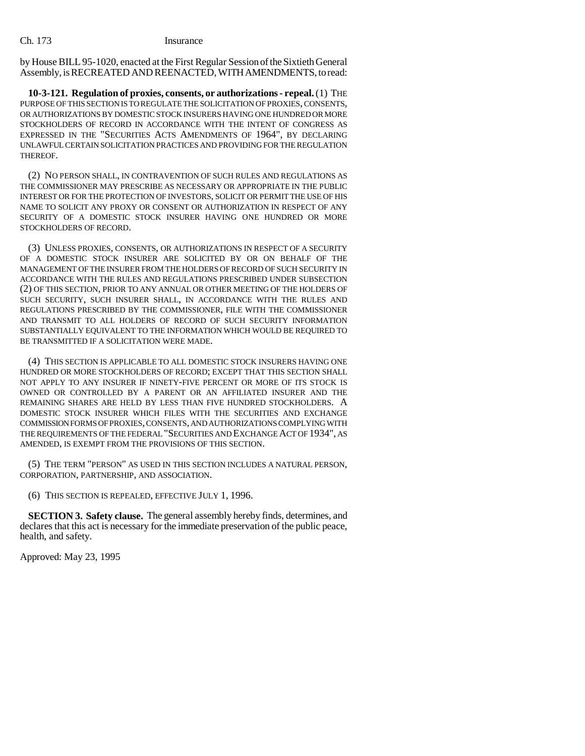by House BILL 95-1020, enacted at the First Regular Session of the Sixtieth General Assembly, is RECREATED AND REENACTED, WITH AMENDMENTS, to read:

**10-3-121. Regulation of proxies, consents, or authorizations - repeal.** (1) THE PURPOSE OF THIS SECTION IS TO REGULATE THE SOLICITATION OF PROXIES, CONSENTS, OR AUTHORIZATIONS BY DOMESTIC STOCK INSURERS HAVING ONE HUNDRED OR MORE STOCKHOLDERS OF RECORD IN ACCORDANCE WITH THE INTENT OF CONGRESS AS EXPRESSED IN THE "SECURITIES ACTS AMENDMENTS OF 1964", BY DECLARING UNLAWFUL CERTAIN SOLICITATION PRACTICES AND PROVIDING FOR THE REGULATION THEREOF.

(2) NO PERSON SHALL, IN CONTRAVENTION OF SUCH RULES AND REGULATIONS AS THE COMMISSIONER MAY PRESCRIBE AS NECESSARY OR APPROPRIATE IN THE PUBLIC INTEREST OR FOR THE PROTECTION OF INVESTORS, SOLICIT OR PERMIT THE USE OF HIS NAME TO SOLICIT ANY PROXY OR CONSENT OR AUTHORIZATION IN RESPECT OF ANY SECURITY OF A DOMESTIC STOCK INSURER HAVING ONE HUNDRED OR MORE STOCKHOLDERS OF RECORD.

(3) UNLESS PROXIES, CONSENTS, OR AUTHORIZATIONS IN RESPECT OF A SECURITY OF A DOMESTIC STOCK INSURER ARE SOLICITED BY OR ON BEHALF OF THE MANAGEMENT OF THE INSURER FROM THE HOLDERS OF RECORD OF SUCH SECURITY IN ACCORDANCE WITH THE RULES AND REGULATIONS PRESCRIBED UNDER SUBSECTION (2) OF THIS SECTION, PRIOR TO ANY ANNUAL OR OTHER MEETING OF THE HOLDERS OF SUCH SECURITY, SUCH INSURER SHALL, IN ACCORDANCE WITH THE RULES AND REGULATIONS PRESCRIBED BY THE COMMISSIONER, FILE WITH THE COMMISSIONER AND TRANSMIT TO ALL HOLDERS OF RECORD OF SUCH SECURITY INFORMATION SUBSTANTIALLY EQUIVALENT TO THE INFORMATION WHICH WOULD BE REQUIRED TO BE TRANSMITTED IF A SOLICITATION WERE MADE.

(4) THIS SECTION IS APPLICABLE TO ALL DOMESTIC STOCK INSURERS HAVING ONE HUNDRED OR MORE STOCKHOLDERS OF RECORD; EXCEPT THAT THIS SECTION SHALL NOT APPLY TO ANY INSURER IF NINETY-FIVE PERCENT OR MORE OF ITS STOCK IS OWNED OR CONTROLLED BY A PARENT OR AN AFFILIATED INSURER AND THE REMAINING SHARES ARE HELD BY LESS THAN FIVE HUNDRED STOCKHOLDERS. A DOMESTIC STOCK INSURER WHICH FILES WITH THE SECURITIES AND EXCHANGE COMMISSION FORMS OF PROXIES, CONSENTS, AND AUTHORIZATIONS COMPLYING WITH THE REQUIREMENTS OF THE FEDERAL "SECURITIES AND EXCHANGE ACT OF 1934", AS AMENDED, IS EXEMPT FROM THE PROVISIONS OF THIS SECTION.

(5) THE TERM "PERSON" AS USED IN THIS SECTION INCLUDES A NATURAL PERSON, CORPORATION, PARTNERSHIP, AND ASSOCIATION.

(6) THIS SECTION IS REPEALED, EFFECTIVE JULY 1, 1996.

**SECTION 3. Safety clause.** The general assembly hereby finds, determines, and declares that this act is necessary for the immediate preservation of the public peace, health, and safety.

Approved: May 23, 1995